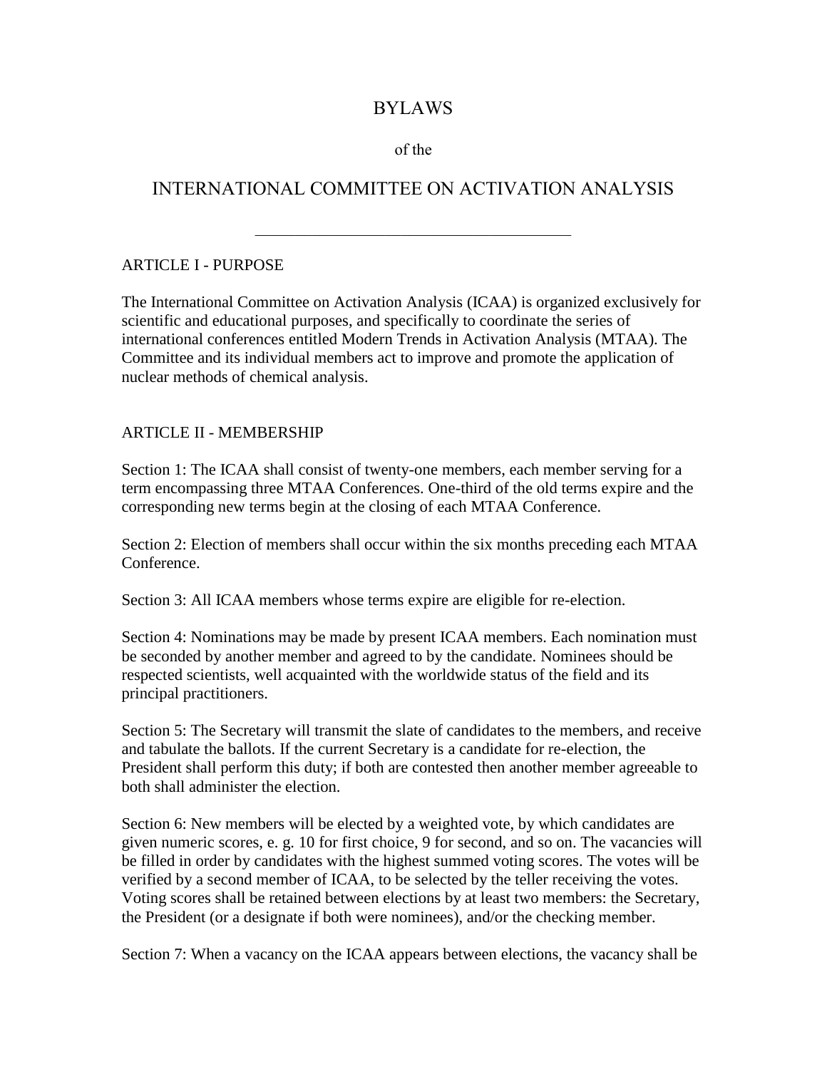# BYLAWS

of the

# INTERNATIONAL COMMITTEE ON ACTIVATION ANALYSIS

---

## ARTICLE I - PURPOSE

The International Committee on Activation Analysis (ICAA) is organized exclusively for scientific and educational purposes, and specifically to coordinate the series of international conferences entitled Modern Trends in Activation Analysis (MTAA). The Committee and its individual members act to improve and promote the application of nuclear methods of chemical analysis.

## ARTICLE II - MEMBERSHIP

Section 1: The ICAA shall consist of twenty-one members, each member serving for a term encompassing three MTAA Conferences. One-third of the old terms expire and the corresponding new terms begin at the closing of each MTAA Conference.

Section 2: Election of members shall occur within the six months preceding each MTAA Conference.

Section 3: All ICAA members whose terms expire are eligible for re-election.

Section 4: Nominations may be made by present ICAA members. Each nomination must be seconded by another member and agreed to by the candidate. Nominees should be respected scientists, well acquainted with the worldwide status of the field and its principal practitioners.

Section 5: The Secretary will transmit the slate of candidates to the members, and receive and tabulate the ballots. If the current Secretary is a candidate for re-election, the President shall perform this duty; if both are contested then another member agreeable to both shall administer the election.

Section 6: New members will be elected by a weighted vote, by which candidates are given numeric scores, e. g. 10 for first choice, 9 for second, and so on. The vacancies will be filled in order by candidates with the highest summed voting scores. The votes will be verified by a second member of ICAA, to be selected by the teller receiving the votes. Voting scores shall be retained between elections by at least two members: the Secretary, the President (or a designate if both were nominees), and/or the checking member.

Section 7: When a vacancy on the ICAA appears between elections, the vacancy shall be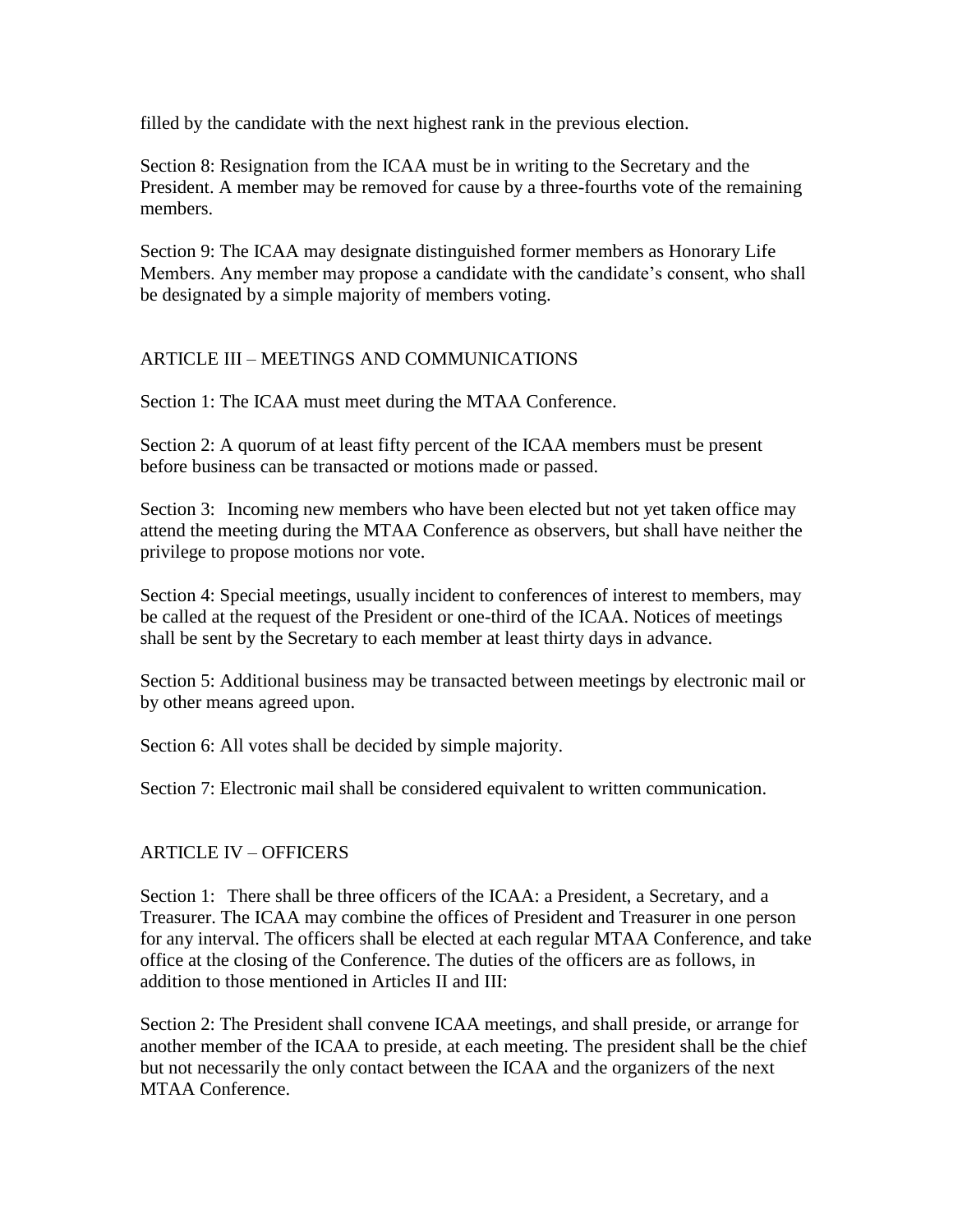filled by the candidate with the next highest rank in the previous election.

Section 8: Resignation from the ICAA must be in writing to the Secretary and the President. A member may be removed for cause by a three-fourths vote of the remaining members.

Section 9: The ICAA may designate distinguished former members as Honorary Life Members. Any member may propose a candidate with the candidate's consent, who shall be designated by a simple majority of members voting.

## ARTICLE III – MEETINGS AND COMMUNICATIONS

Section 1: The ICAA must meet during the MTAA Conference.

Section 2: A quorum of at least fifty percent of the ICAA members must be present before business can be transacted or motions made or passed.

Section 3: Incoming new members who have been elected but not yet taken office may attend the meeting during the MTAA Conference as observers, but shall have neither the privilege to propose motions nor vote.

Section 4: Special meetings, usually incident to conferences of interest to members, may be called at the request of the President or one-third of the ICAA. Notices of meetings shall be sent by the Secretary to each member at least thirty days in advance.

Section 5: Additional business may be transacted between meetings by electronic mail or by other means agreed upon.

Section 6: All votes shall be decided by simple majority.

Section 7: Electronic mail shall be considered equivalent to written communication.

## ARTICLE IV – OFFICERS

Section 1: There shall be three officers of the ICAA: a President, a Secretary, and a Treasurer. The ICAA may combine the offices of President and Treasurer in one person for any interval. The officers shall be elected at each regular MTAA Conference, and take office at the closing of the Conference. The duties of the officers are as follows, in addition to those mentioned in Articles II and III:

Section 2: The President shall convene ICAA meetings, and shall preside, or arrange for another member of the ICAA to preside, at each meeting. The president shall be the chief but not necessarily the only contact between the ICAA and the organizers of the next MTAA Conference.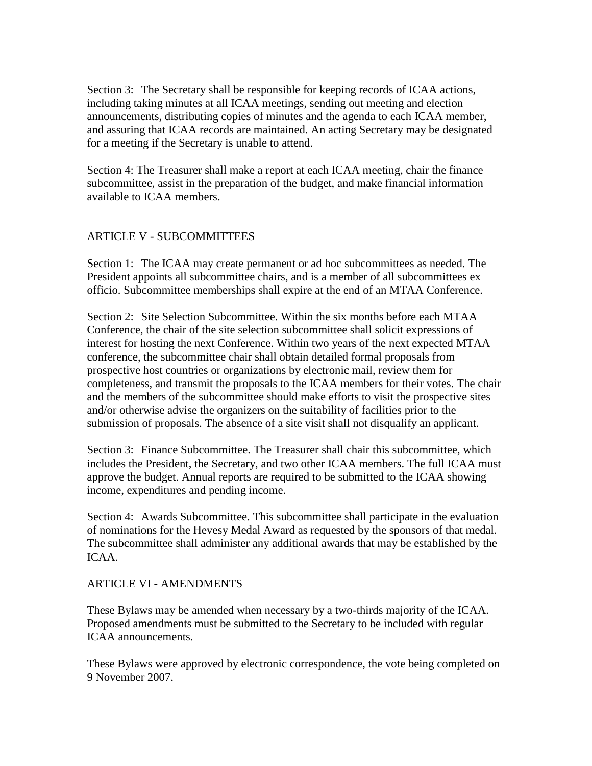Section 3: The Secretary shall be responsible for keeping records of ICAA actions, including taking minutes at all ICAA meetings, sending out meeting and election announcements, distributing copies of minutes and the agenda to each ICAA member, and assuring that ICAA records are maintained. An acting Secretary may be designated for a meeting if the Secretary is unable to attend.

Section 4: The Treasurer shall make a report at each ICAA meeting, chair the finance subcommittee, assist in the preparation of the budget, and make financial information available to ICAA members.

## ARTICLE V - SUBCOMMITTEES

Section 1: The ICAA may create permanent or ad hoc subcommittees as needed. The President appoints all subcommittee chairs, and is a member of all subcommittees ex officio. Subcommittee memberships shall expire at the end of an MTAA Conference.

Section 2: Site Selection Subcommittee. Within the six months before each MTAA Conference, the chair of the site selection subcommittee shall solicit expressions of interest for hosting the next Conference. Within two years of the next expected MTAA conference, the subcommittee chair shall obtain detailed formal proposals from prospective host countries or organizations by electronic mail, review them for completeness, and transmit the proposals to the ICAA members for their votes. The chair and the members of the subcommittee should make efforts to visit the prospective sites and/or otherwise advise the organizers on the suitability of facilities prior to the submission of proposals. The absence of a site visit shall not disqualify an applicant.

Section 3: Finance Subcommittee. The Treasurer shall chair this subcommittee, which includes the President, the Secretary, and two other ICAA members. The full ICAA must approve the budget. Annual reports are required to be submitted to the ICAA showing income, expenditures and pending income.

Section 4: Awards Subcommittee. This subcommittee shall participate in the evaluation of nominations for the Hevesy Medal Award as requested by the sponsors of that medal. The subcommittee shall administer any additional awards that may be established by the ICAA.

## ARTICLE VI - AMENDMENTS

These Bylaws may be amended when necessary by a two-thirds majority of the ICAA. Proposed amendments must be submitted to the Secretary to be included with regular ICAA announcements.

These Bylaws were approved by electronic correspondence, the vote being completed on 9 November 2007.